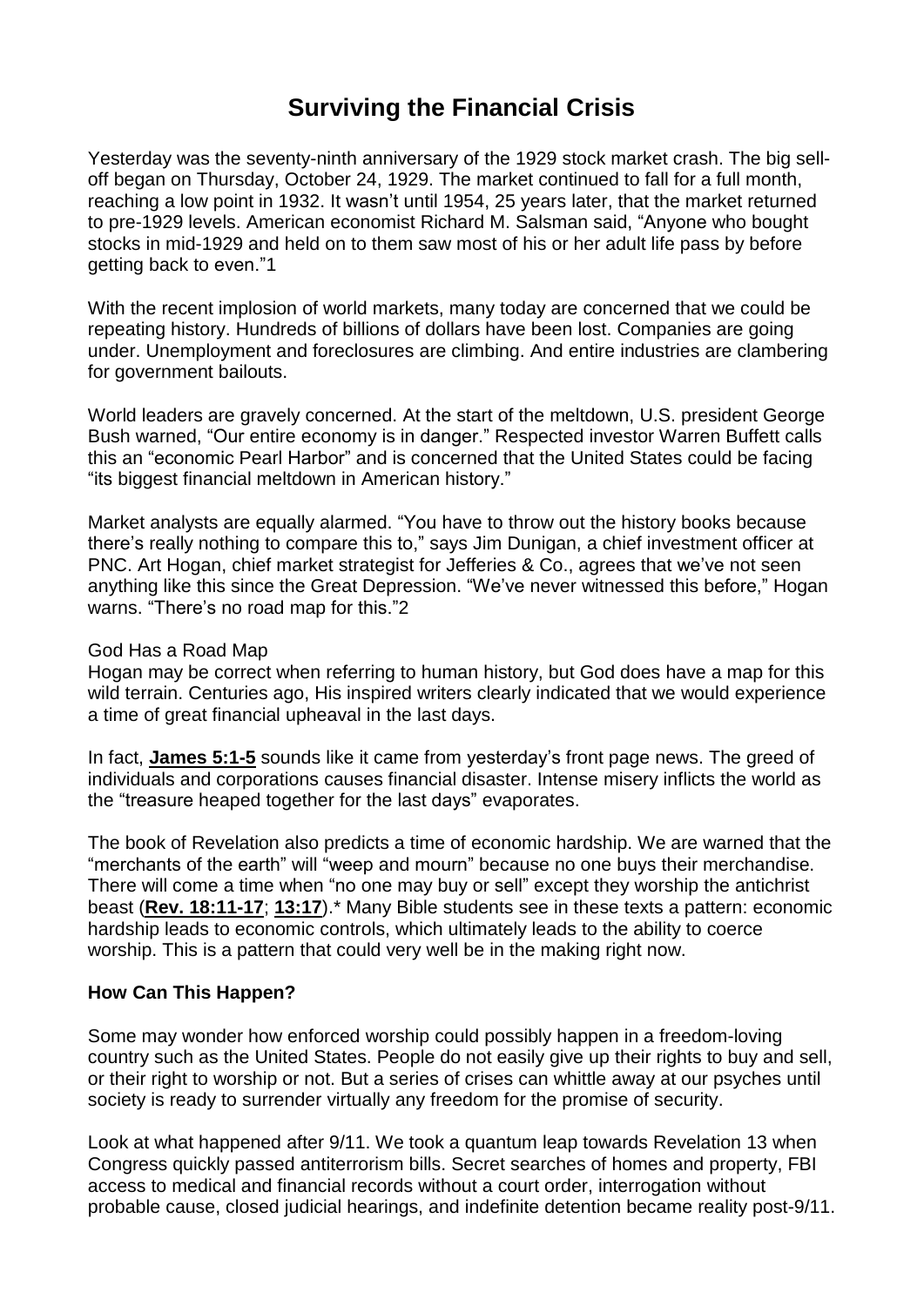# Surviving the Financial Crisis

Yesterday was the seventy-ninth anniversary of the 1929 stock market crash. The big sell-off began on Thursday, October 24, 1929. The market continued to fall for a full month, reaching a low point in 1932. It wasn't until 1954, 25 years later, that the market returned to pre-1929 levels. American economist Richard M. Salsman said, "Anyone who bought stocks in mid-1929 and held on to them saw most of his or her adult life pass by before getting back to even."1

With the recent implosion of world markets, many today are concerned that we could be repeating history. Hundreds of billions of dollars have been lost. Companies are going under. Unemployment and foreclosures are climbing. And entire industries are clambering for government bailouts.

World leaders are gravely concerned. At the start of the meltdown, U.S. president George Bush warned, "Our entire economy is in danger." Respected investor Warren Buffett calls this an "economic Pearl Harbor" and is concerned that the United States could be facing "its biggest financial meltdown in American history."

Market analysts are equally alarmed. "You have to throw out the history books because there's really nothing to compare this to," says Jim Dunigan, a chief investment officer at PNC. Art Hogan, chief market strategist for Jefferies & Co., agrees that we've not seen anything like this since the Great Depression. "We've never witnessed this before," Hogan warns. "There's no road map for this."2

God Has a Road Map

Hogan may be correct when referring to human history, but God does have a map for this wild terrain. Centuries ago, His inspired writers clearly indicated that we would experience a time of great financial upheaval in the last days.

In fact, **James 5:1-5** sounds like it came from yesterday's front page news. The greed of individuals and corporations causes financial disaster. Intense misery inflicts the world as the "treasure heaped together for the last days" evaporates.

The book of Revelation also predicts a time of economic hardship. We are warned that the "merchants of the earth" will "weep and mourn" because no one buys their merchandise. There will come a time when "no one may buy or sell" except they worship the antichrist beast (**Rev. 18:11-17**; **13:17**).* Many Bible students see in these texts a pattern: economic hardship leads to economic controls, which ultimately leads to the ability to coerce worship. This is a pattern that could very well be in the making right now.

**How Can This Happen?**

Some may wonder how enforced worship could possibly happen in a freedom-loving country such as the United States. People do not easily give up their rights to buy and sell, or their right to worship or not. But a series of crises can whittle away at our psyches until society is ready to surrender virtually any freedom for the promise of security.

Look at what happened after 9/11. We took a quantum leap towards Revelation 13 when Congress quickly passed antiterrorism bills. Secret searches of homes and property, FBI access to medical and financial records without a court order, interrogation without probable cause, closed judicial hearings, and indefinite detention became reality post-9/11.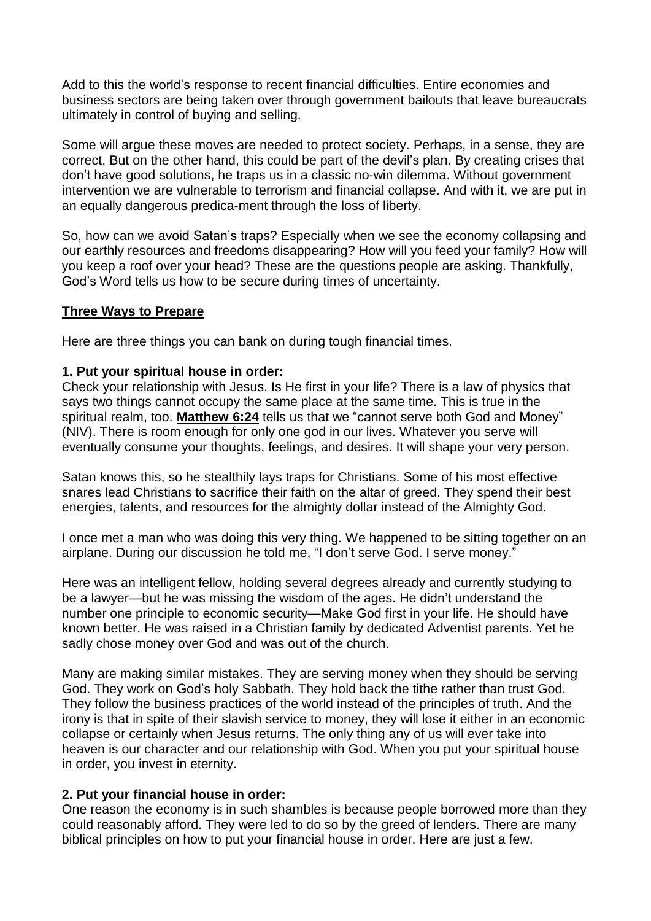Add to this the world's response to recent financial difficulties. Entire economies and business sectors are being taken over through government bailouts that leave bureaucrats ultimately in control of buying and selling.

Some will argue these moves are needed to protect society. Perhaps, in a sense, they are correct. But on the other hand, this could be part of the devil's plan. By creating crises that don't have good solutions, he traps us in a classic no-win dilemma. Without government intervention we are vulnerable to terrorism and financial collapse. And with it, we are put in an equally dangerous predica-ment through the loss of liberty.

So, how can we avoid Satan's traps? Especially when we see the economy collapsing and our earthly resources and freedoms disappearing? How will you feed your family? How will you keep a roof over your head? These are the questions people are asking. Thankfully, God's Word tells us how to be secure during times of uncertainty.

## Three Ways to Prepare

Here are three things you can bank on during tough financial times.

**1. Put your spiritual house in order:**
Check your relationship with Jesus. Is He first in your life? There is a law of physics that says two things cannot occupy the same place at the same time. This is true in the spiritual realm, too. **Matthew 6:24** tells us that we "cannot serve both God and Money" (NIV). There is room enough for only one god in our lives. Whatever you serve will eventually consume your thoughts, feelings, and desires. It will shape your very person.

Satan knows this, so he stealthily lays traps for Christians. Some of his most effective snares lead Christians to sacrifice their faith on the altar of greed. They spend their best energies, talents, and resources for the almighty dollar instead of the Almighty God.

I once met a man who was doing this very thing. We happened to be sitting together on an airplane. During our discussion he told me, "I don't serve God. I serve money."

Here was an intelligent fellow, holding several degrees already and currently studying to be a lawyer—but he was missing the wisdom of the ages. He didn't understand the number one principle to economic security—Make God first in your life. He should have known better. He was raised in a Christian family by dedicated Adventist parents. Yet he sadly chose money over God and was out of the church.

Many are making similar mistakes. They are serving money when they should be serving God. They work on God's holy Sabbath. They hold back the tithe rather than trust God. They follow the business practices of the world instead of the principles of truth. And the irony is that in spite of their slavish service to money, they will lose it either in an economic collapse or certainly when Jesus returns. The only thing any of us will ever take into heaven is our character and our relationship with God. When you put your spiritual house in order, you invest in eternity.

**2. Put your financial house in order:**
One reason the economy is in such shambles is because people borrowed more than they could reasonably afford. They were led to do so by the greed of lenders. There are many biblical principles on how to put your financial house in order. Here are just a few.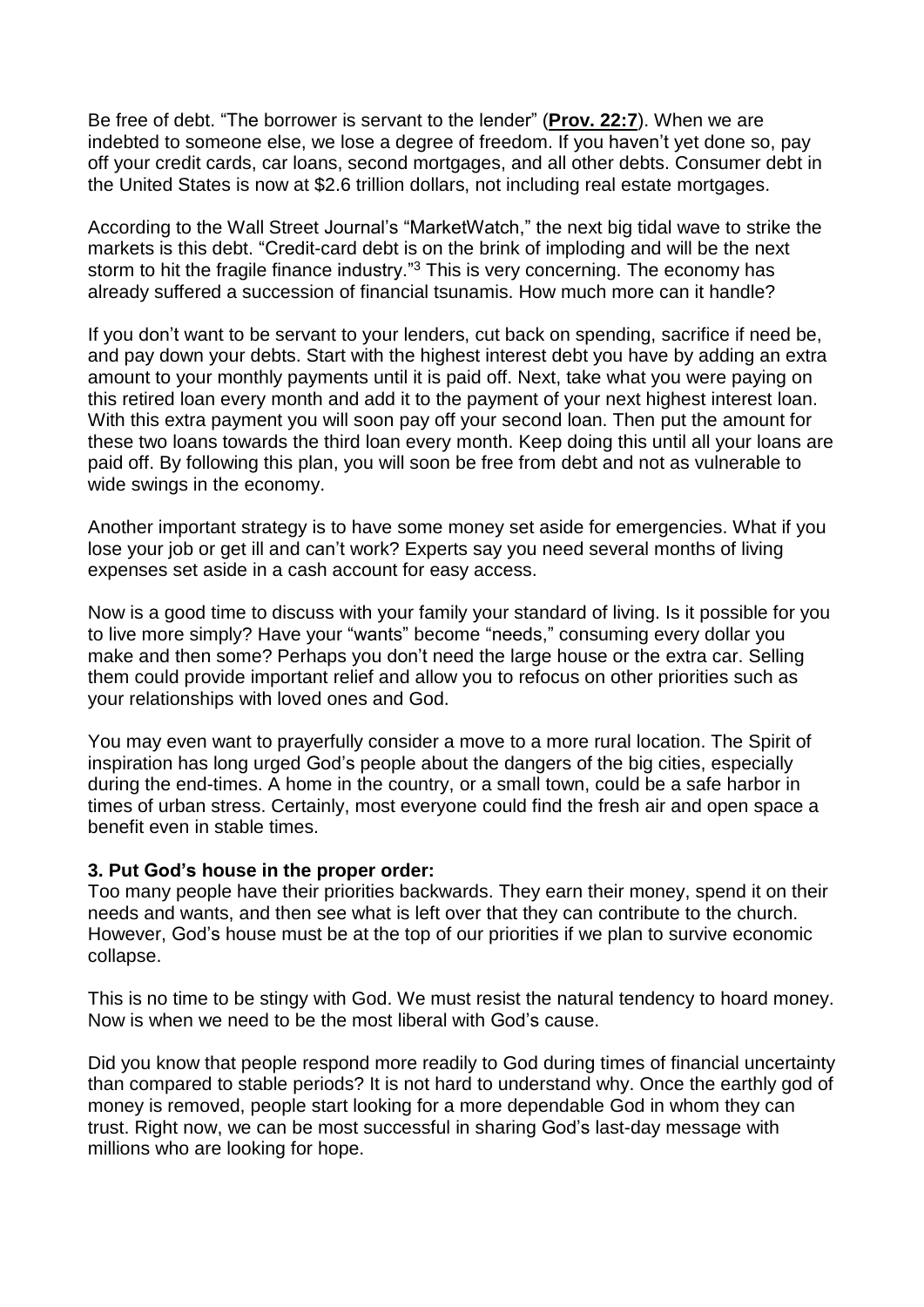Be free of debt. "The borrower is servant to the lender" (**Prov. 22:7**). When we are indebted to someone else, we lose a degree of freedom. If you haven't yet done so, pay off your credit cards, car loans, second mortgages, and all other debts. Consumer debt in the United States is now at $2.6 trillion dollars, not including real estate mortgages.

According to the Wall Street Journal's "MarketWatch," the next big tidal wave to strike the markets is this debt. "Credit-card debt is on the brink of imploding and will be the next storm to hit the fragile finance industry."[3] This is very concerning. The economy has already suffered a succession of financial tsunamis. How much more can it handle?

If you don't want to be servant to your lenders, cut back on spending, sacrifice if need be, and pay down your debts. Start with the highest interest debt you have by adding an extra amount to your monthly payments until it is paid off. Next, take what you were paying on this retired loan every month and add it to the payment of your next highest interest loan. With this extra payment you will soon pay off your second loan. Then put the amount for these two loans towards the third loan every month. Keep doing this until all your loans are paid off. By following this plan, you will soon be free from debt and not as vulnerable to wide swings in the economy.

Another important strategy is to have some money set aside for emergencies. What if you lose your job or get ill and can't work? Experts say you need several months of living expenses set aside in a cash account for easy access.

Now is a good time to discuss with your family your standard of living. Is it possible for you to live more simply? Have your "wants" become "needs," consuming every dollar you make and then some? Perhaps you don't need the large house or the extra car. Selling them could provide important relief and allow you to refocus on other priorities such as your relationships with loved ones and God.

You may even want to prayerfully consider a move to a more rural location. The Spirit of inspiration has long urged God's people about the dangers of the big cities, especially during the end-times. A home in the country, or a small town, could be a safe harbor in times of urban stress. Certainly, most everyone could find the fresh air and open space a benefit even in stable times.

**3. Put God's house in the proper order:**

Too many people have their priorities backwards. They earn their money, spend it on their needs and wants, and then see what is left over that they can contribute to the church. However, God's house must be at the top of our priorities if we plan to survive economic collapse.

This is no time to be stingy with God. We must resist the natural tendency to hoard money. Now is when we need to be the most liberal with God's cause.

Did you know that people respond more readily to God during times of financial uncertainty than compared to stable periods? It is not hard to understand why. Once the earthly god of money is removed, people start looking for a more dependable God in whom they can trust. Right now, we can be most successful in sharing God's last-day message with millions who are looking for hope.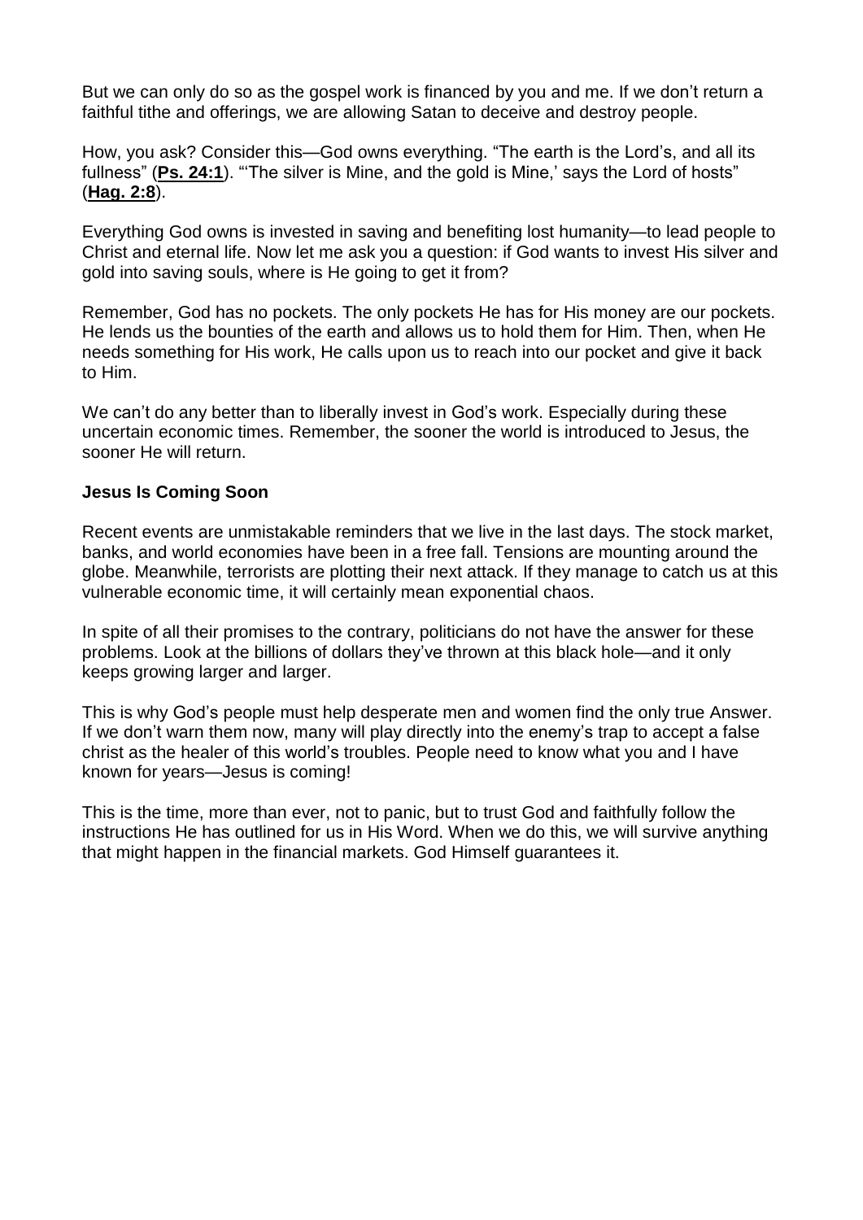But we can only do so as the gospel work is financed by you and me. If we don't return a faithful tithe and offerings, we are allowing Satan to deceive and destroy people.

How, you ask? Consider this—God owns everything. "The earth is the Lord's, and all its fullness" (**Ps. 24:1**). "'The silver is Mine, and the gold is Mine,' says the Lord of hosts" (**Hag. 2:8**).

Everything God owns is invested in saving and benefiting lost humanity—to lead people to Christ and eternal life. Now let me ask you a question: if God wants to invest His silver and gold into saving souls, where is He going to get it from?

Remember, God has no pockets. The only pockets He has for His money are our pockets. He lends us the bounties of the earth and allows us to hold them for Him. Then, when He needs something for His work, He calls upon us to reach into our pocket and give it back to Him.

We can't do any better than to liberally invest in God's work. Especially during these uncertain economic times. Remember, the sooner the world is introduced to Jesus, the sooner He will return.

**Jesus Is Coming Soon**

Recent events are unmistakable reminders that we live in the last days. The stock market, banks, and world economies have been in a free fall. Tensions are mounting around the globe. Meanwhile, terrorists are plotting their next attack. If they manage to catch us at this vulnerable economic time, it will certainly mean exponential chaos.

In spite of all their promises to the contrary, politicians do not have the answer for these problems. Look at the billions of dollars they've thrown at this black hole—and it only keeps growing larger and larger.

This is why God's people must help desperate men and women find the only true Answer. If we don't warn them now, many will play directly into the enemy's trap to accept a false christ as the healer of this world's troubles. People need to know what you and I have known for years—Jesus is coming!

This is the time, more than ever, not to panic, but to trust God and faithfully follow the instructions He has outlined for us in His Word. When we do this, we will survive anything that might happen in the financial markets. God Himself guarantees it.